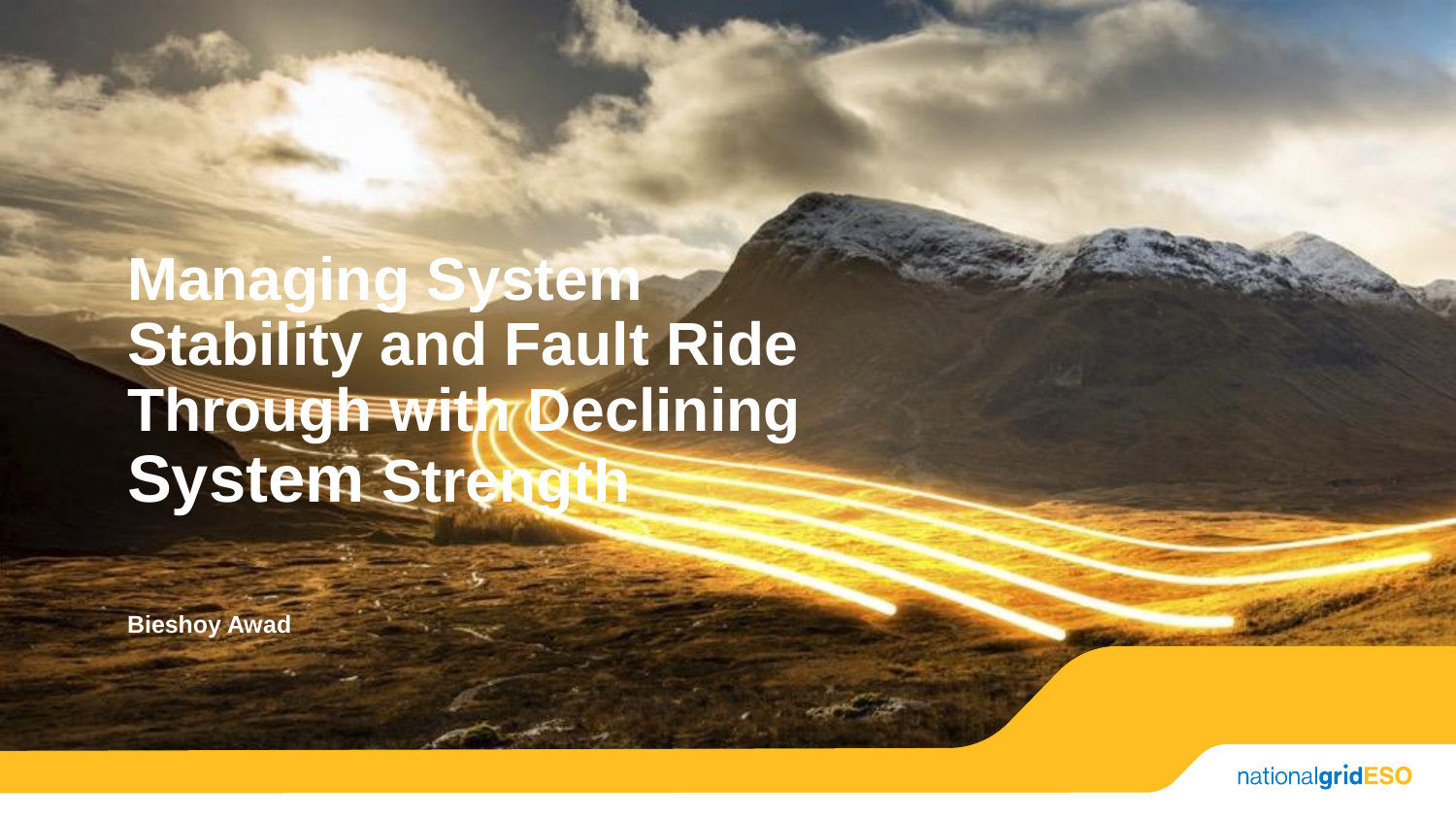# Managing System Stability and Fault Ride Through with Declining System Strength

**Bieshoy Awad**

nationalgridESO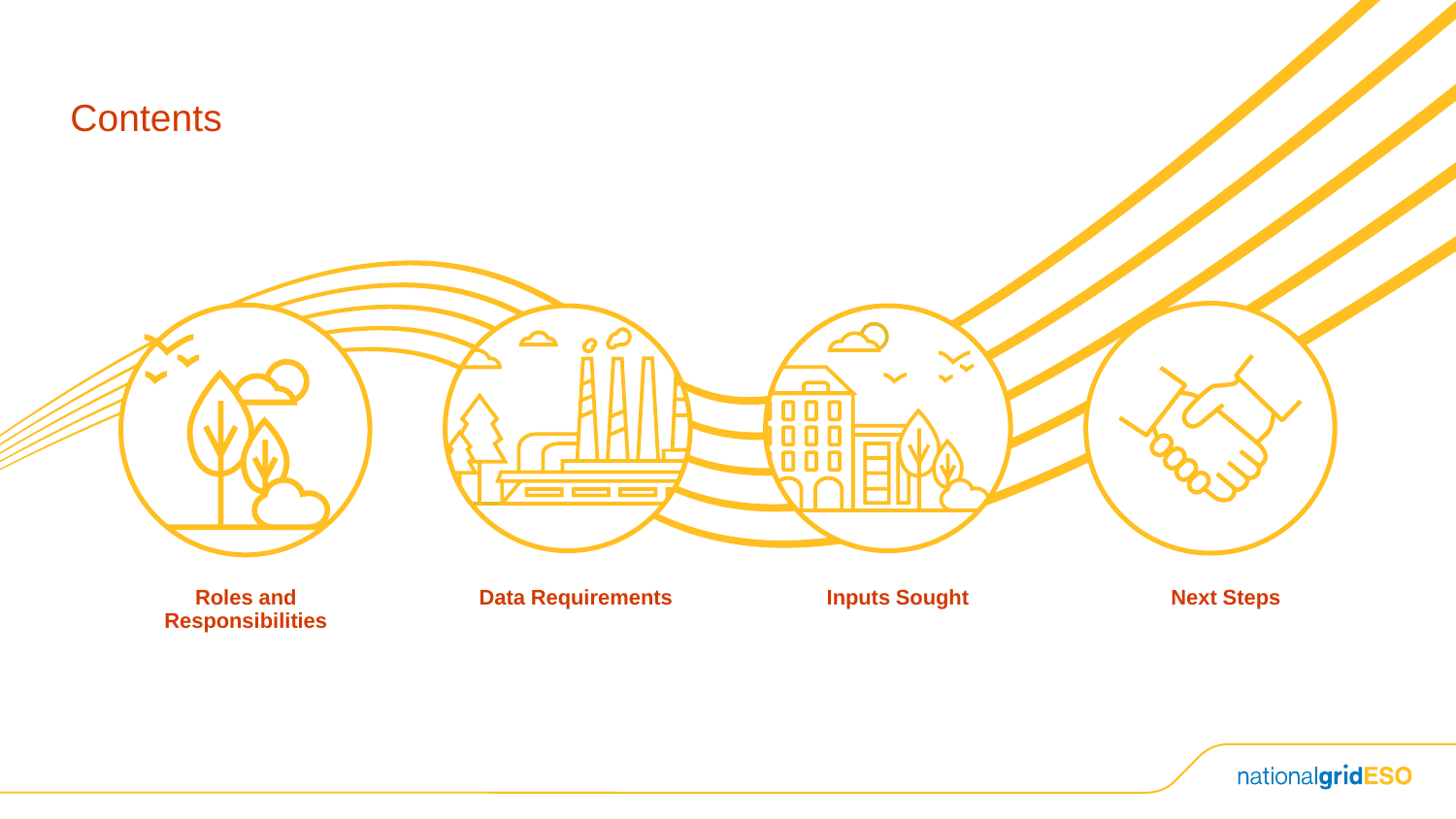# Contents

- Roles and Responsibilities
- Data Requirements
- Inputs Sought
- Next Steps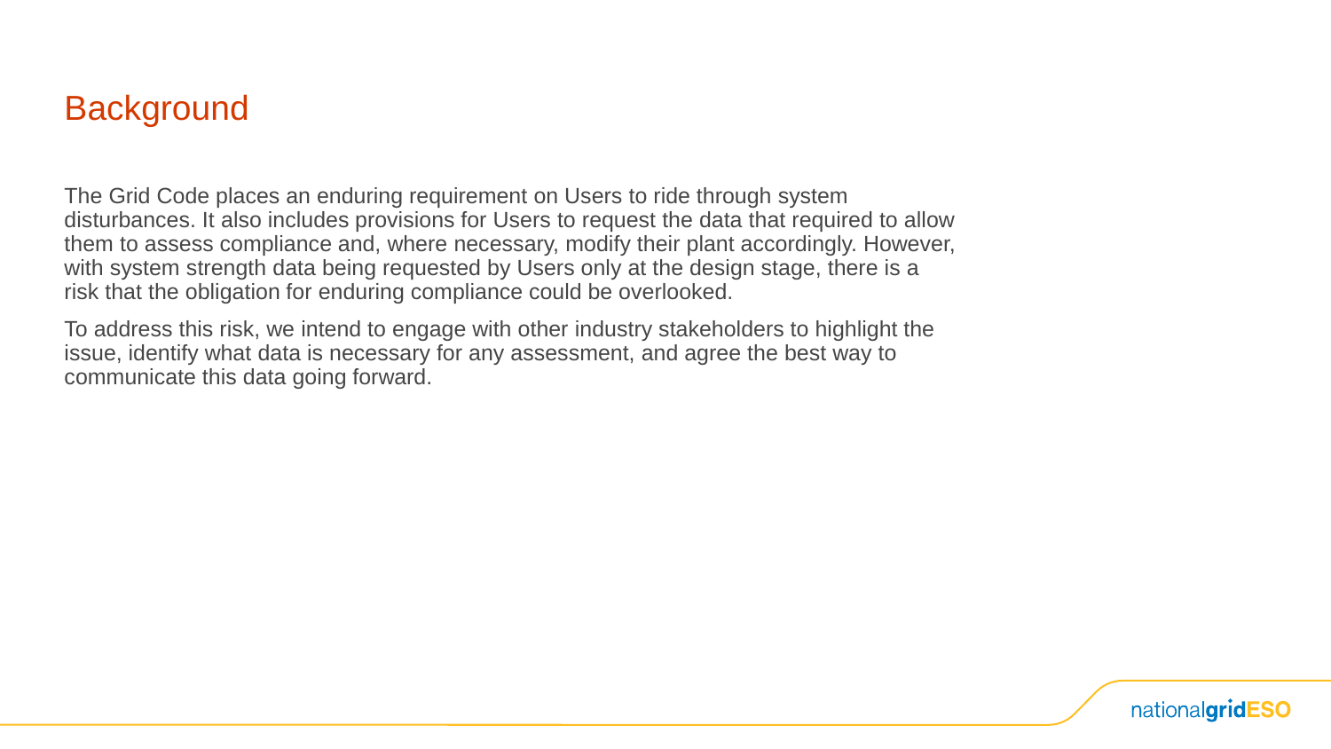# Background

The Grid Code places an enduring requirement on Users to ride through system disturbances. It also includes provisions for Users to request the data that required to allow them to assess compliance and, where necessary, modify their plant accordingly. However, with system strength data being requested by Users only at the design stage, there is a risk that the obligation for enduring compliance could be overlooked.

To address this risk, we intend to engage with other industry stakeholders to highlight the issue, identify what data is necessary for any assessment, and agree the best way to communicate this data going forward.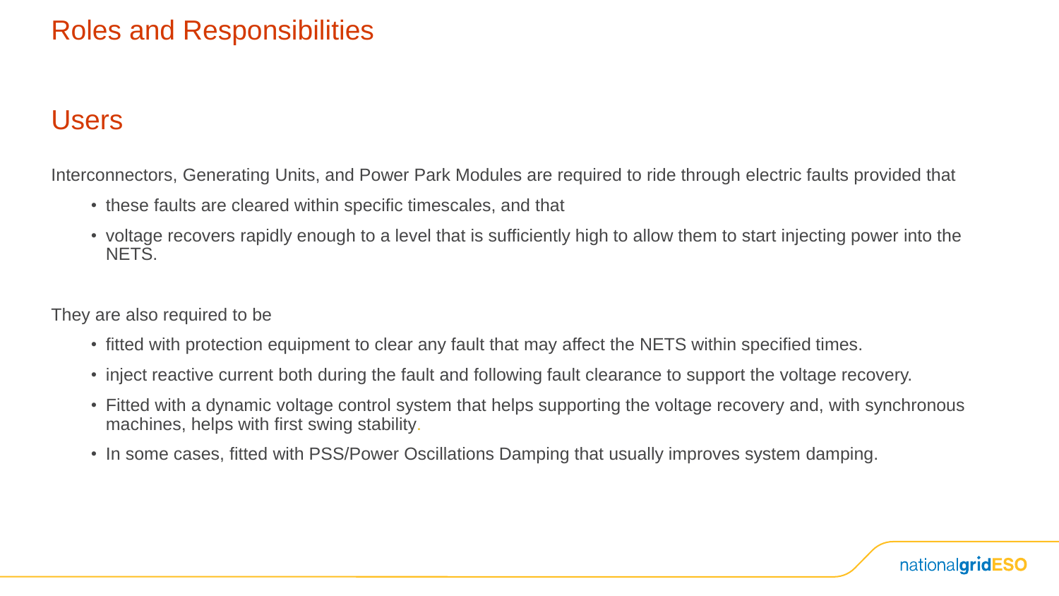# Roles and Responsibilities

## Users

Interconnectors, Generating Units, and Power Park Modules are required to ride through electric faults provided that

- these faults are cleared within specific timescales, and that
- voltage recovers rapidly enough to a level that is sufficiently high to allow them to start injecting power into the NETS.

They are also required to be

- fitted with protection equipment to clear any fault that may affect the NETS within specified times.
- inject reactive current both during the fault and following fault clearance to support the voltage recovery.
- Fitted with a dynamic voltage control system that helps supporting the voltage recovery and, with synchronous machines, helps with first swing stability.
- In some cases, fitted with PSS/Power Oscillations Damping that usually improves system damping.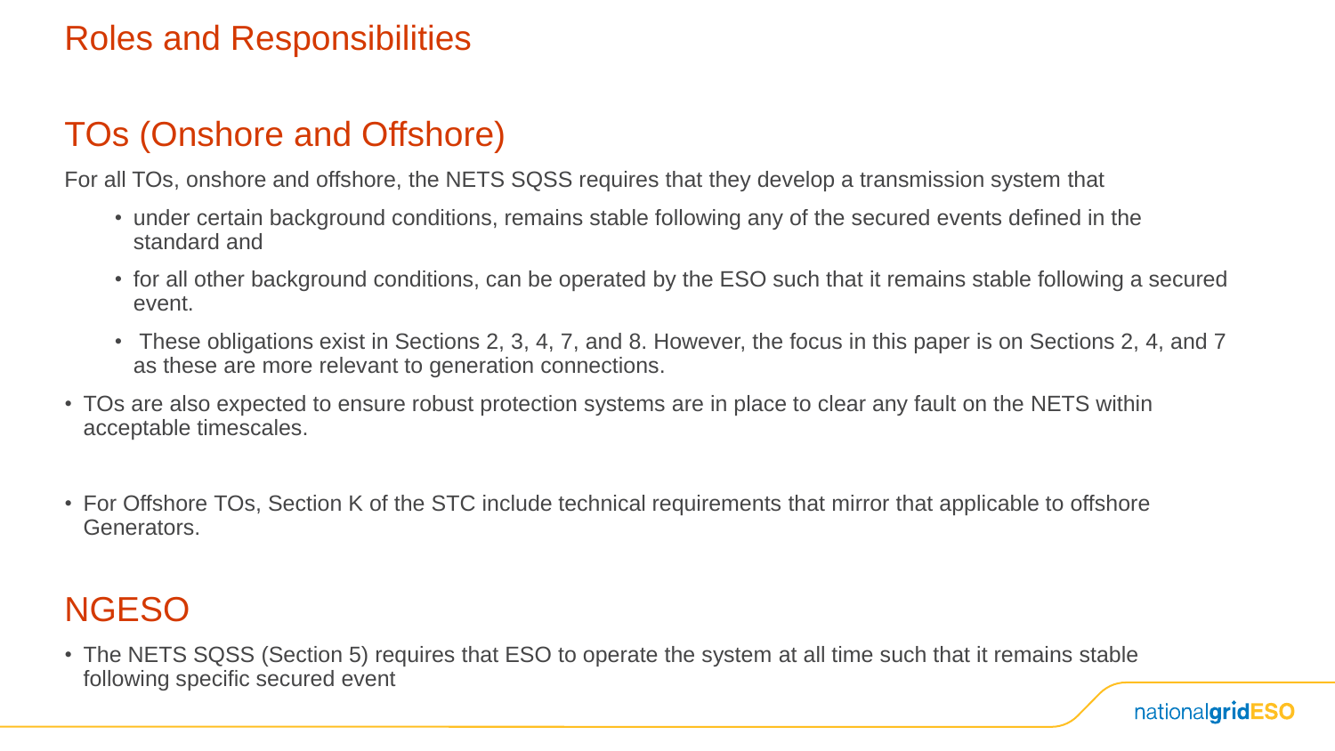# Roles and Responsibilities

## TOs (Onshore and Offshore)

For all TOs, onshore and offshore, the NETS SQSS requires that they develop a transmission system that

- under certain background conditions, remains stable following any of the secured events defined in the standard and
- for all other background conditions, can be operated by the ESO such that it remains stable following a secured event.
- These obligations exist in Sections 2, 3, 4, 7, and 8. However, the focus in this paper is on Sections 2, 4, and 7 as these are more relevant to generation connections.

- TOs are also expected to ensure robust protection systems are in place to clear any fault on the NETS within acceptable timescales.
- For Offshore TOs, Section K of the STC include technical requirements that mirror that applicable to offshore Generators.

## NGESO

- The NETS SQSS (Section 5) requires that ESO to operate the system at all time such that it remains stable following specific secured event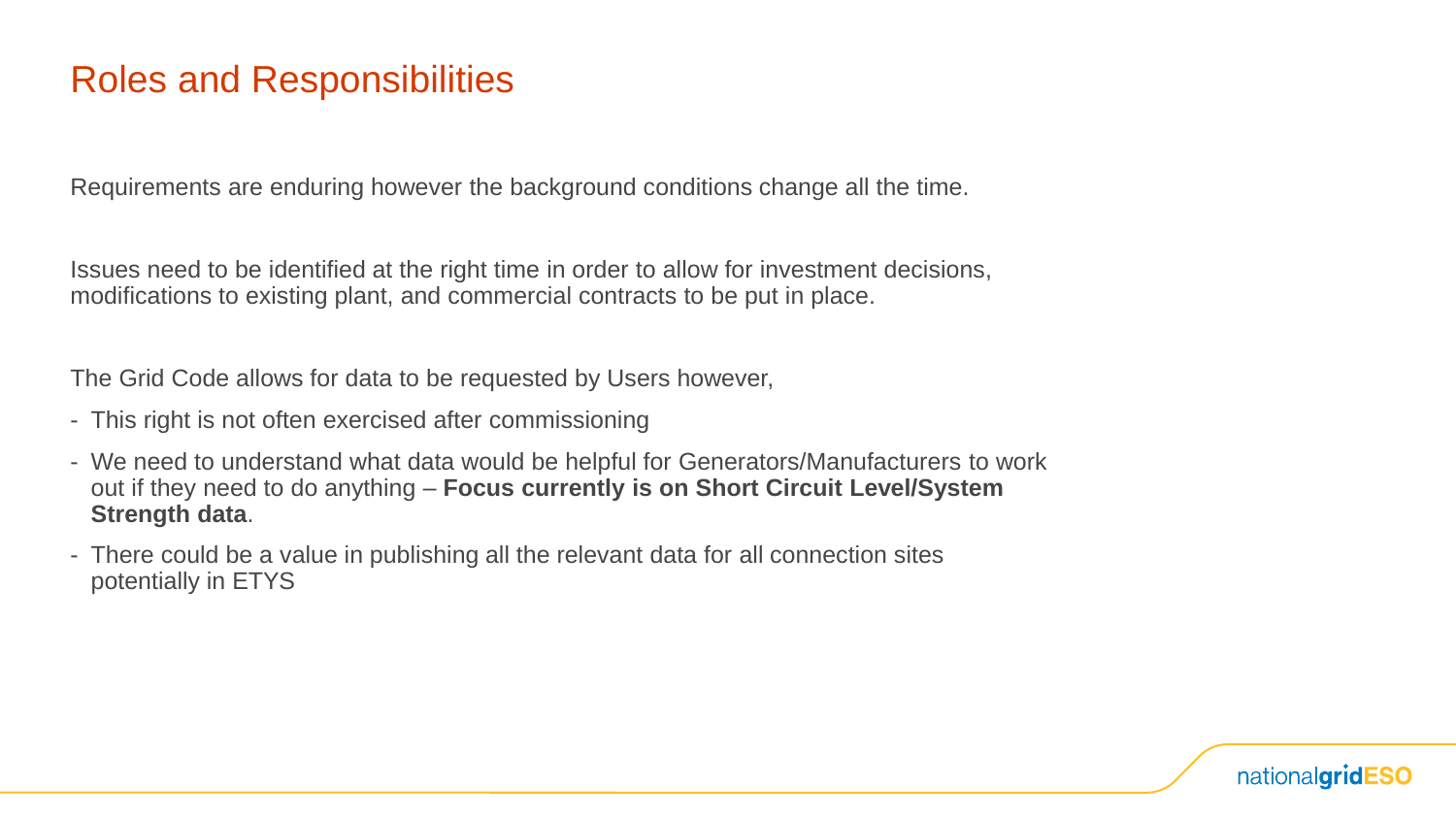# Roles and Responsibilities

Requirements are enduring however the background conditions change all the time.

Issues need to be identified at the right time in order to allow for investment decisions, modifications to existing plant, and commercial contracts to be put in place.

The Grid Code allows for data to be requested by Users however,

- This right is not often exercised after commissioning
- We need to understand what data would be helpful for Generators/Manufacturers to work out if they need to do anything – **Focus currently is on Short Circuit Level/System Strength data**.
- There could be a value in publishing all the relevant data for all connection sites potentially in ETYS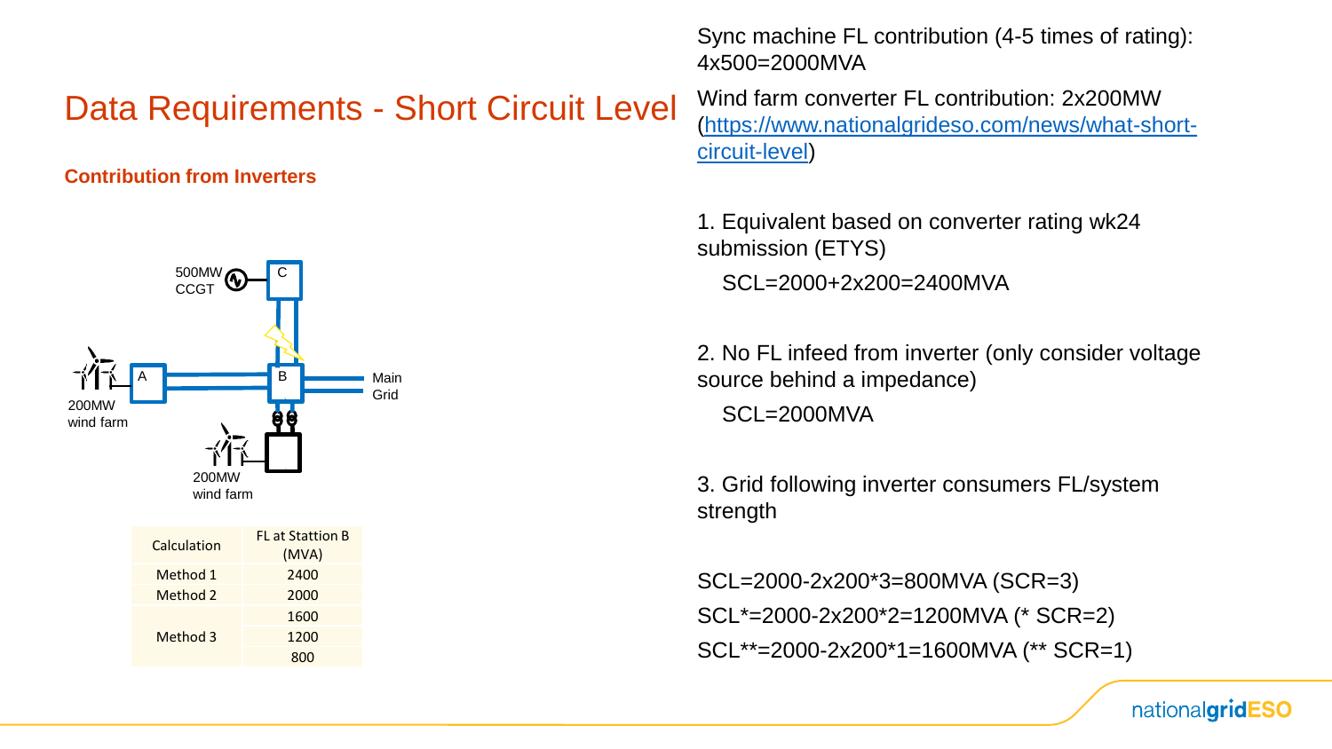# Data Requirements - Short Circuit Level

**Contribution from Inverters**

500MW CCGT

C

A

B

Main Grid

200MW wind farm

200MW wind farm

| Calculation | FL at Stattion B (MVA) |
|---|---|
| Method 1 | 2400 |
| Method 2 | 2000 |
| Method 3 | 1600 |
| | 1200 |
| | 800 |

Sync machine FL contribution (4-5 times of rating): 4x500=2000MVA

Wind farm converter FL contribution: 2x200MW (https://www.nationalgrideso.com/news/what-short-circuit-level)

1. Equivalent based on converter rating wk24 submission (ETYS)

   SCL=2000+2x200=2400MVA

2. No FL infeed from inverter (only consider voltage source behind a impedance)

   SCL=2000MVA

3. Grid following inverter consumers FL/system strength

SCL=2000-2x200*3=800MVA (SCR=3)

SCL*=2000-2x200*2=1200MVA (* SCR=2)

SCL**=2000-2x200*1=1600MVA (** SCR=1)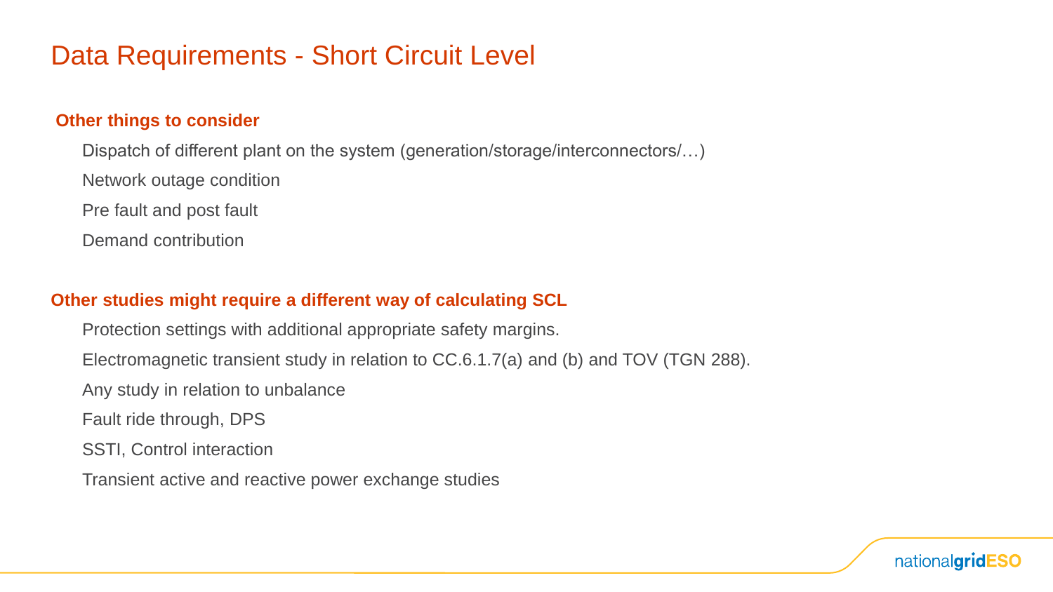# Data Requirements - Short Circuit Level

**Other things to consider**

- Dispatch of different plant on the system (generation/storage/interconnectors/…)
- Network outage condition
- Pre fault and post fault
- Demand contribution

**Other studies might require a different way of calculating SCL**

- Protection settings with additional appropriate safety margins.
- Electromagnetic transient study in relation to CC.6.1.7(a) and (b) and TOV (TGN 288).
- Any study in relation to unbalance
- Fault ride through, DPS
- SSTI, Control interaction
- Transient active and reactive power exchange studies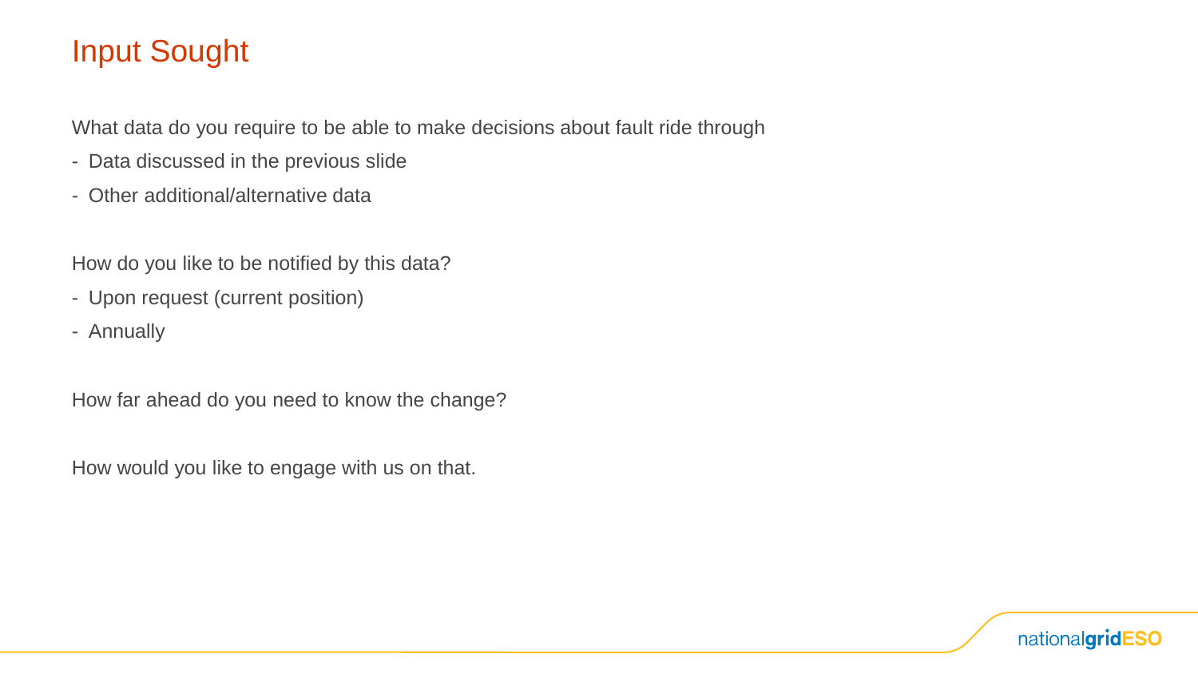# Input Sought

What data do you require to be able to make decisions about fault ride through

- Data discussed in the previous slide
- Other additional/alternative data

How do you like to be notified by this data?

- Upon request (current position)
- Annually

How far ahead do you need to know the change?

How would you like to engage with us on that.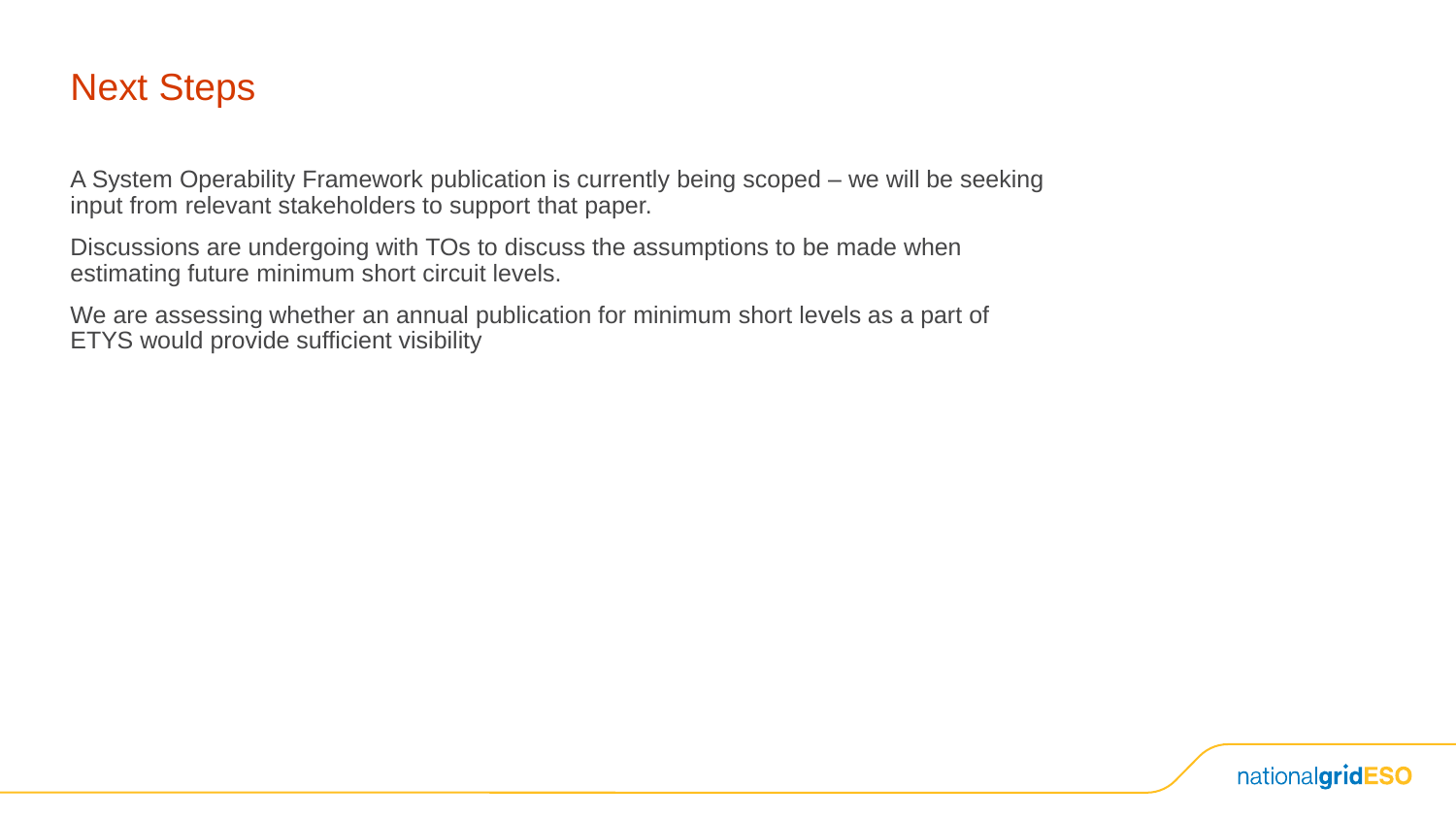# Next Steps

A System Operability Framework publication is currently being scoped – we will be seeking input from relevant stakeholders to support that paper.

Discussions are undergoing with TOs to discuss the assumptions to be made when estimating future minimum short circuit levels.

We are assessing whether an annual publication for minimum short levels as a part of ETYS would provide sufficient visibility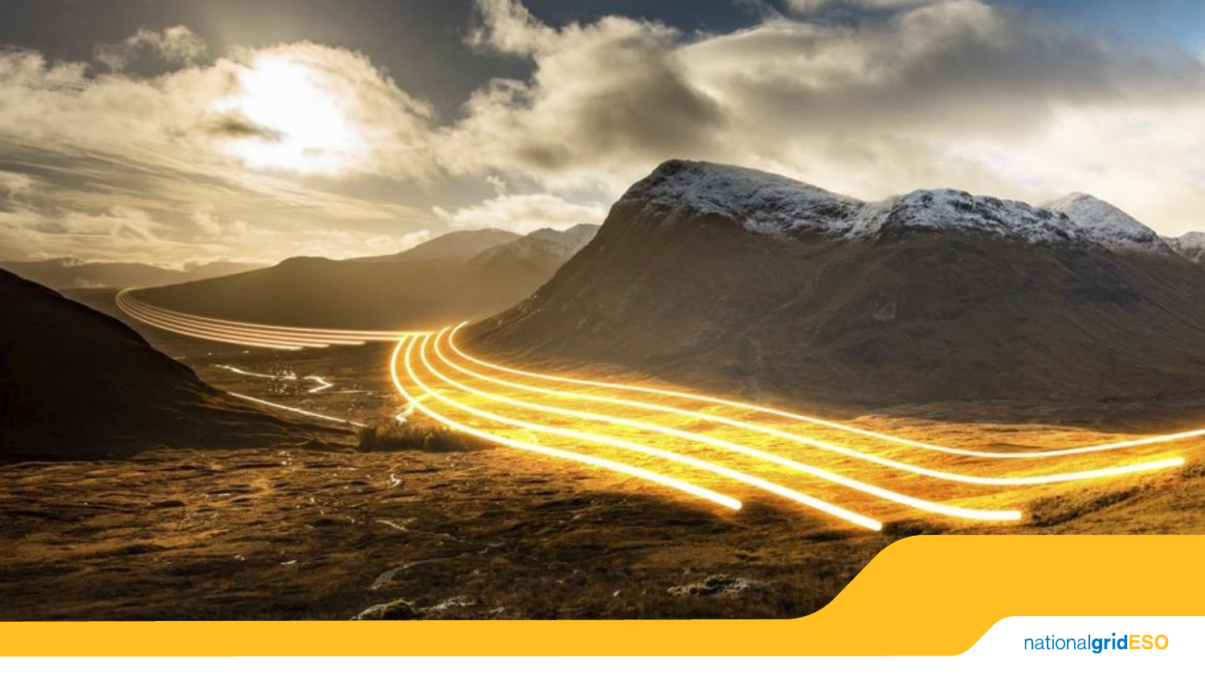nationalgridESO